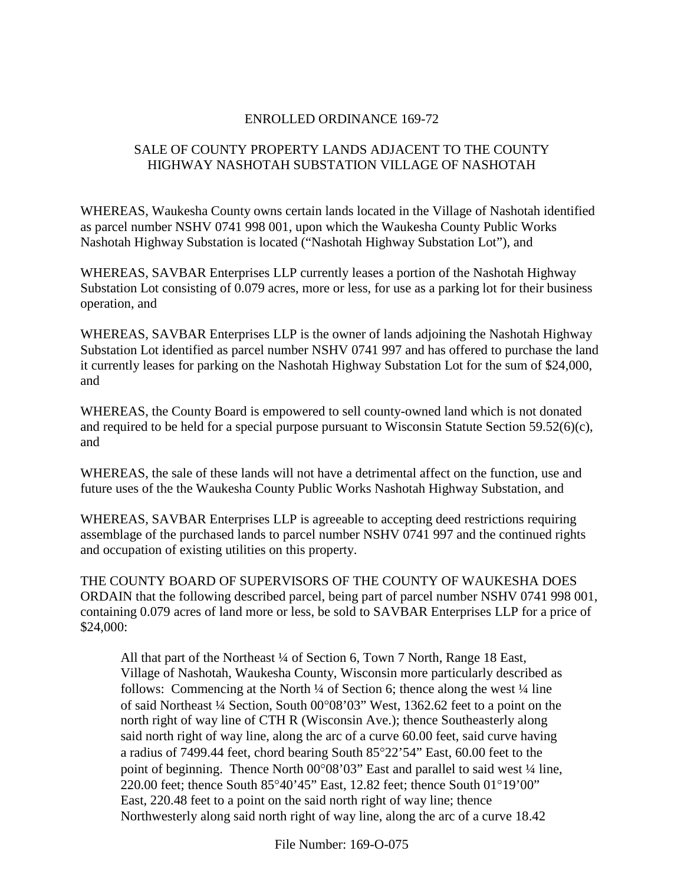# ENROLLED ORDINANCE 169-72

## SALE OF COUNTY PROPERTY LANDS ADJACENT TO THE COUNTY HIGHWAY NASHOTAH SUBSTATION VILLAGE OF NASHOTAH

WHEREAS, Waukesha County owns certain lands located in the Village of Nashotah identified as parcel number NSHV 0741 998 001, upon which the Waukesha County Public Works Nashotah Highway Substation is located ("Nashotah Highway Substation Lot"), and

WHEREAS, SAVBAR Enterprises LLP currently leases a portion of the Nashotah Highway Substation Lot consisting of 0.079 acres, more or less, for use as a parking lot for their business operation, and

WHEREAS, SAVBAR Enterprises LLP is the owner of lands adjoining the Nashotah Highway Substation Lot identified as parcel number NSHV 0741 997 and has offered to purchase the land it currently leases for parking on the Nashotah Highway Substation Lot for the sum of $24,000, and

WHEREAS, the County Board is empowered to sell county-owned land which is not donated and required to be held for a special purpose pursuant to Wisconsin Statute Section 59.52(6)(c), and

WHEREAS, the sale of these lands will not have a detrimental affect on the function, use and future uses of the the Waukesha County Public Works Nashotah Highway Substation, and

WHEREAS, SAVBAR Enterprises LLP is agreeable to accepting deed restrictions requiring assemblage of the purchased lands to parcel number NSHV 0741 997 and the continued rights and occupation of existing utilities on this property.

THE COUNTY BOARD OF SUPERVISORS OF THE COUNTY OF WAUKESHA DOES ORDAIN that the following described parcel, being part of parcel number NSHV 0741 998 001, containing 0.079 acres of land more or less, be sold to SAVBAR Enterprises LLP for a price of $24,000:

> All that part of the Northeast ¼ of Section 6, Town 7 North, Range 18 East, Village of Nashotah, Waukesha County, Wisconsin more particularly described as follows: Commencing at the North ¼ of Section 6; thence along the west ¼ line of said Northeast ¼ Section, South 00°08'03" West, 1362.62 feet to a point on the north right of way line of CTH R (Wisconsin Ave.); thence Southeasterly along said north right of way line, along the arc of a curve 60.00 feet, said curve having a radius of 7499.44 feet, chord bearing South 85°22'54" East, 60.00 feet to the point of beginning. Thence North 00°08'03" East and parallel to said west ¼ line, 220.00 feet; thence South 85°40'45" East, 12.82 feet; thence South 01°19'00" East, 220.48 feet to a point on the said north right of way line; thence Northwesterly along said north right of way line, along the arc of a curve 18.42

File Number: 169-O-075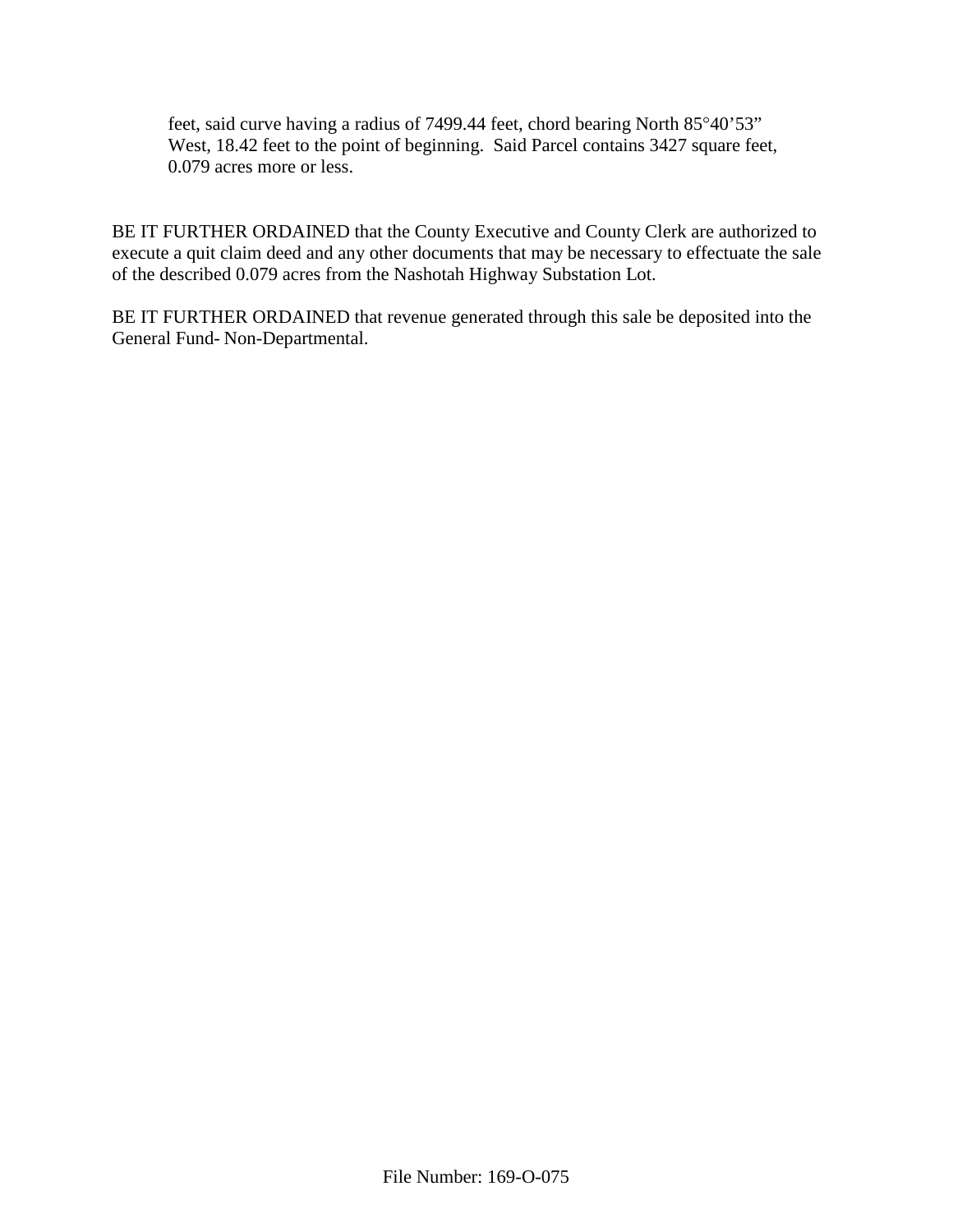feet, said curve having a radius of 7499.44 feet, chord bearing North 85°40’53” West, 18.42 feet to the point of beginning. Said Parcel contains 3427 square feet, 0.079 acres more or less.

BE IT FURTHER ORDAINED that the County Executive and County Clerk are authorized to execute a quit claim deed and any other documents that may be necessary to effectuate the sale of the described 0.079 acres from the Nashotah Highway Substation Lot.

BE IT FURTHER ORDAINED that revenue generated through this sale be deposited into the General Fund- Non-Departmental.

File Number: 169-O-075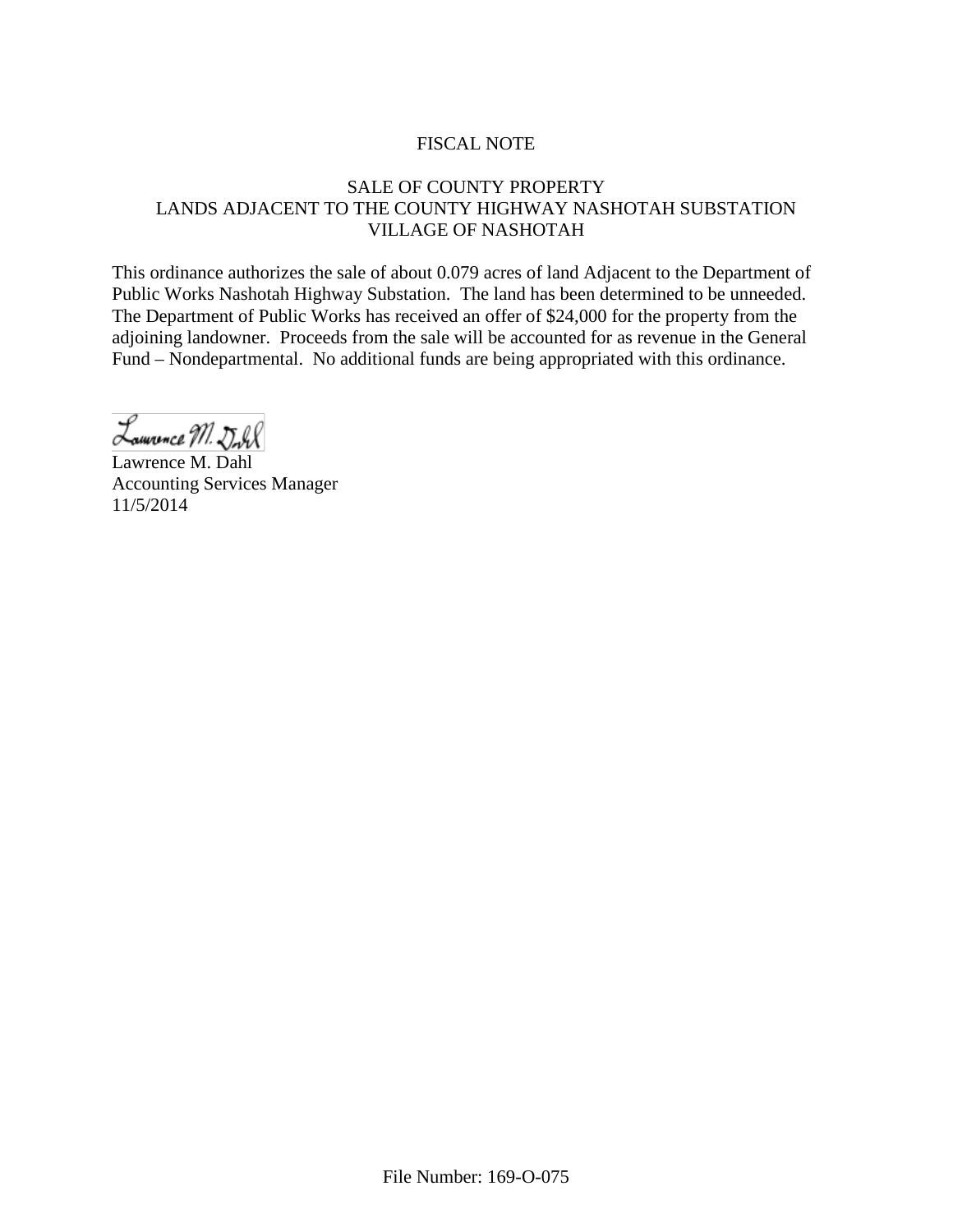# FISCAL NOTE

## SALE OF COUNTY PROPERTY
## LANDS ADJACENT TO THE COUNTY HIGHWAY NASHOTAH SUBSTATION
## VILLAGE OF NASHOTAH

This ordinance authorizes the sale of about 0.079 acres of land Adjacent to the Department of Public Works Nashotah Highway Substation. The land has been determined to be unneeded. The Department of Public Works has received an offer of $24,000 for the property from the adjoining landowner. Proceeds from the sale will be accounted for as revenue in the General Fund – Nondepartmental. No additional funds are being appropriated with this ordinance.

Lawrence M. Dahl
Accounting Services Manager
11/5/2014

File Number: 169-O-075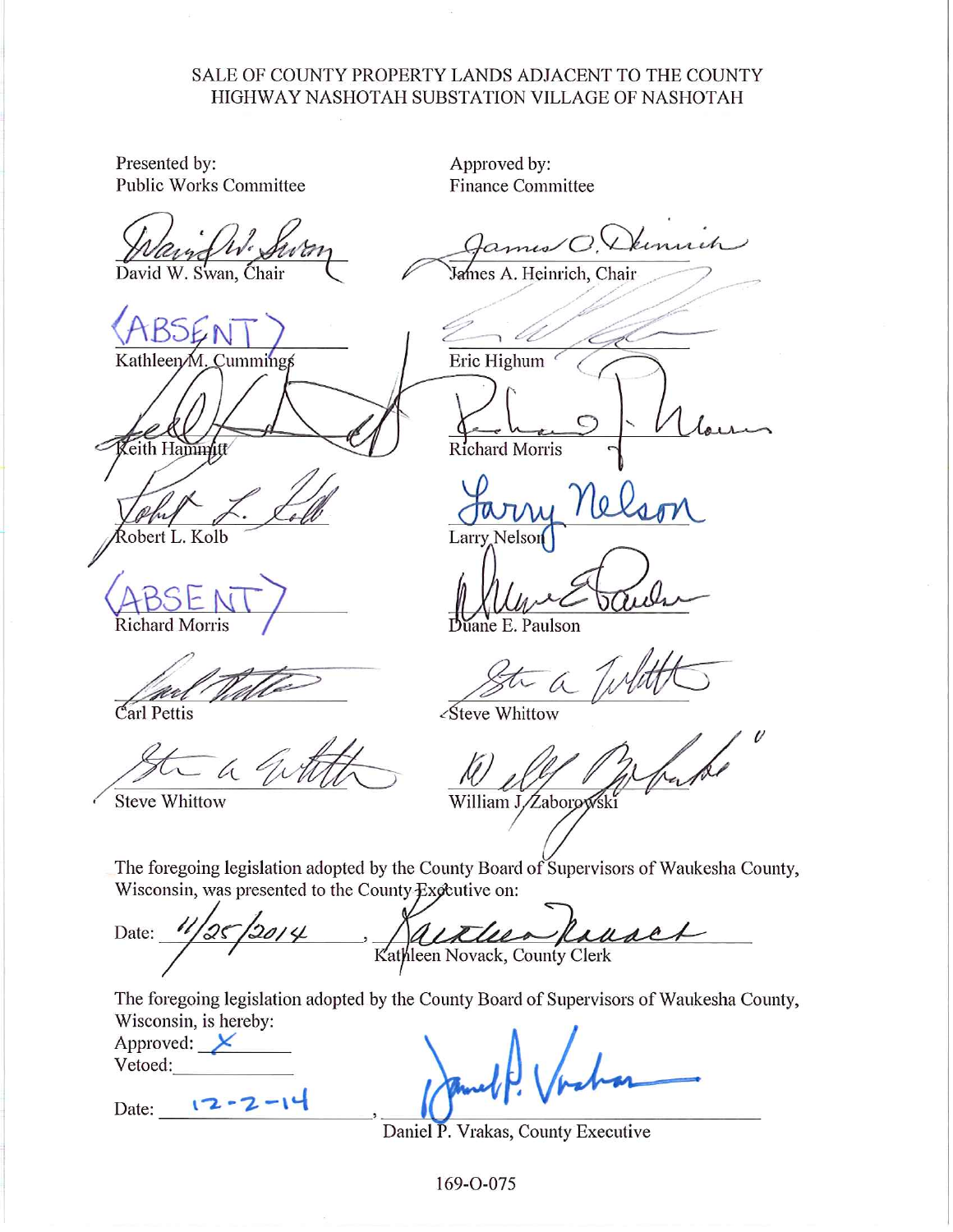SALE OF COUNTY PROPERTY LANDS ADJACENT TO THE COUNTY HIGHWAY NASHOTAH SUBSTATION VILLAGE OF NASHOTAH

| Presented by: Public Works Committee | Approved by: Finance Committee |
| --- | --- |
| David W. Swan, Chair | James A. Heinrich, Chair |
| (ABSENT) Kathleen M. Cummings | Eric Highum |
| Keith Hammitt | Richard Morris |
| Robert L. Kolb | Larry Nelson |
| (ABSENT) Richard Morris | Duane E. Paulson |
| Carl Pettis | Steve Whittow |
| Steve Whittow | William J. Zaborowski |

The foregoing legislation adopted by the County Board of Supervisors of Waukesha County, Wisconsin, was presented to the County Executive on:

Date: 11/25/2014, Kathleen Novack, County Clerk

The foregoing legislation adopted by the County Board of Supervisors of Waukesha County, Wisconsin, is hereby:

Approved: X

Vetoed: \_\_\_\_\_\_\_\_

Date: 12-2-14, Daniel P. Vrakas, County Executive

169-O-075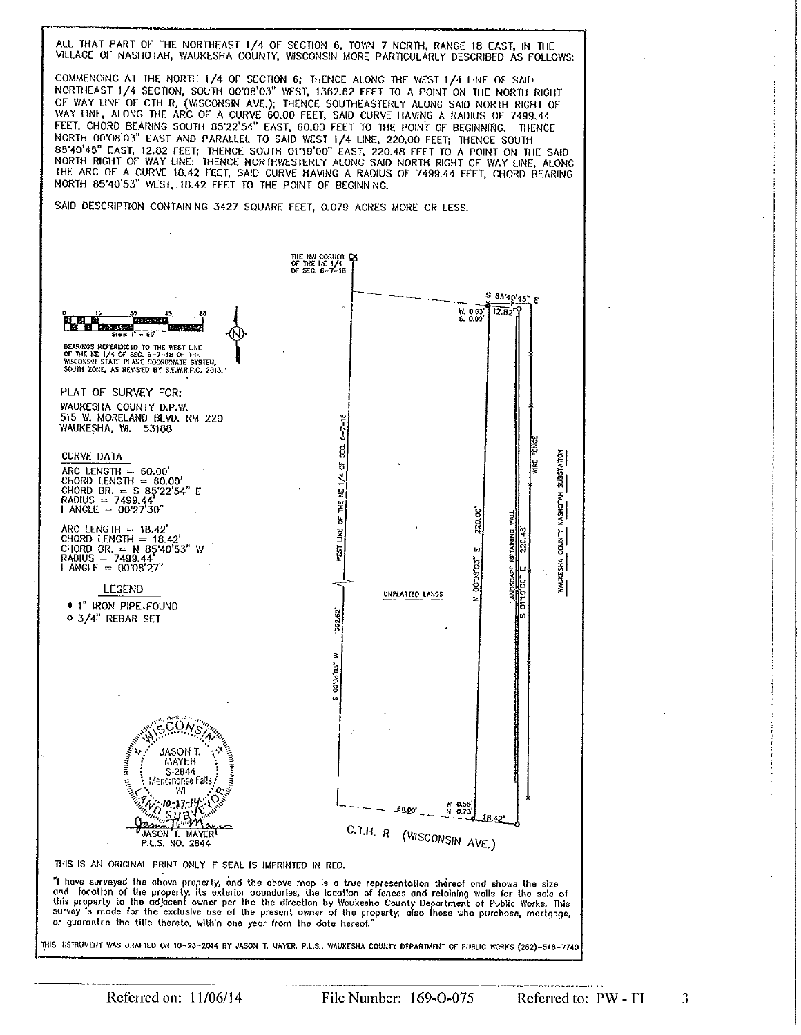ALL THAT PART OF THE NORTHEAST 1/4 OF SECTION 6, TOWN 7 NORTH, RANGE 18 EAST, IN THE VILLAGE OF NASHOTAH, WAUKESHA COUNTY, WISCONSIN MORE PARTICULARLY DESCRIBED AS FOLLOWS:

COMMENCING AT THE NORTH 1/4 OF SECTION 6; THENCE ALONG THE WEST 1/4 LINE OF SAID NORTHEAST 1/4 SECTION, SOUTH 00°08'03" WEST, 1362.62 FEET TO A POINT ON THE NORTH RIGHT OF WAY LINE OF CTH R, (WISCONSIN AVE.); THENCE SOUTHEASTERLY ALONG SAID NORTH RIGHT OF WAY LINE, ALONG THE ARC OF A CURVE 60.00 FEET, SAID CURVE HAVING A RADIUS OF 7499.44 FEET, CHORD BEARING SOUTH 85°22'54" EAST, 60.00 FEET TO THE POINT OF BEGINNING. THENCE NORTH 00°08'03" EAST AND PARALLEL TO SAID WEST 1/4 LINE, 220.00 FEET; THENCE SOUTH 85°40'45" EAST, 12.82 FEET; THENCE SOUTH 01°19'00" EAST, 220.48 FEET TO A POINT ON THE SAID NORTH RIGHT OF WAY LINE; THENCE NORTHWESTERLY ALONG SAID NORTH RIGHT OF WAY LINE, ALONG THE ARC OF A CURVE 18.42 FEET, SAID CURVE HAVING A RADIUS OF 7499.44 FEET, CHORD BEARING NORTH 85°40'53" WEST, 18.42 FEET TO THE POINT OF BEGINNING.

SAID DESCRIPTION CONTAINING 3427 SQUARE FEET, 0.079 ACRES MORE OR LESS.

THE NW CORNER OF THE NE 1/4 OF SEC. 6-7-18

S 85°40'45" E 12.82'

W. 0.63' S. 0.09'

Scale 1" = 60'

BEARINGS REFERENCED TO THE WEST LINE OF THE NE 1/4 OF SEC. 6-7-18 OF THE WISCONSIN STATE PLANE COORDINATE SYSTEM, SOUTH ZONE, AS REVISED BY S.E.W.R.P.C. 2013.

PLAT OF SURVEY FOR:
WAUKESHA COUNTY D.P.W.
515 W. MORELAND BLVD. RM 220
WAUKESHA, WI. 53188

CURVE DATA

ARC LENGTH = 60.00'
CHORD LENGTH = 60.00'
CHORD BR. = S 85°22'54" E
RADIUS = 7499.44'
I ANGLE = 00°27'30"

ARC LENGTH = 18.42'
CHORD LENGTH = 18.42'
CHORD BR. = N 85°40'53" W
RADIUS = 7499.44'
I ANGLE = 00°08'27"

LEGEND
- • 1" IRON PIPE-FOUND
- ○ 3/4" REBAR SET

WEST LINE OF THE NE 1/4 OF SEC. 6-7-18 S 00°08'03" W 1362.62'

N 00°08'03" E 220.00'

LANDSCAPE RETAINING WALL

S 01°19'00" E 220.48'

WIRE FENCE

WAUKESHA COUNTY NASHOTAH SUBSTATION

UNPLATTED LANDS

W. 0.55' N. 0.73'

60.00' 18.42'

C.T.H. R (WISCONSIN AVE.)

WISCONSIN JASON T. MAYER S-2844 Menomonee Falls, WI 10-27-14 LAND SURVEYOR

JASON T. MAYER
P.L.S. NO. 2844

THIS IS AN ORIGINAL PRINT ONLY IF SEAL IS IMPRINTED IN RED.

"I have surveyed the above property, and the above map is a true representation thereof and shows the size and location of the property, its exterior boundaries, the location of fences and retaining walls for the sale of this property to the adjacent owner per the the direction by Waukesha County Department of Public Works. This survey is made for the exclusive use of the present owner of the property, also those who purchase, mortgage, or guarantee the title thereto, within one year from the date hereof."

THIS INSTRUMENT WAS DRAFTED ON 10-23-2014 BY JASON T. MAYER, P.L.S., WAUKESHA COUNTY DEPARTMENT OF PUBLIC WORKS (262)-548-7740

Referred on: 11/06/14 File Number: 169-O-075 Referred to: PW - FI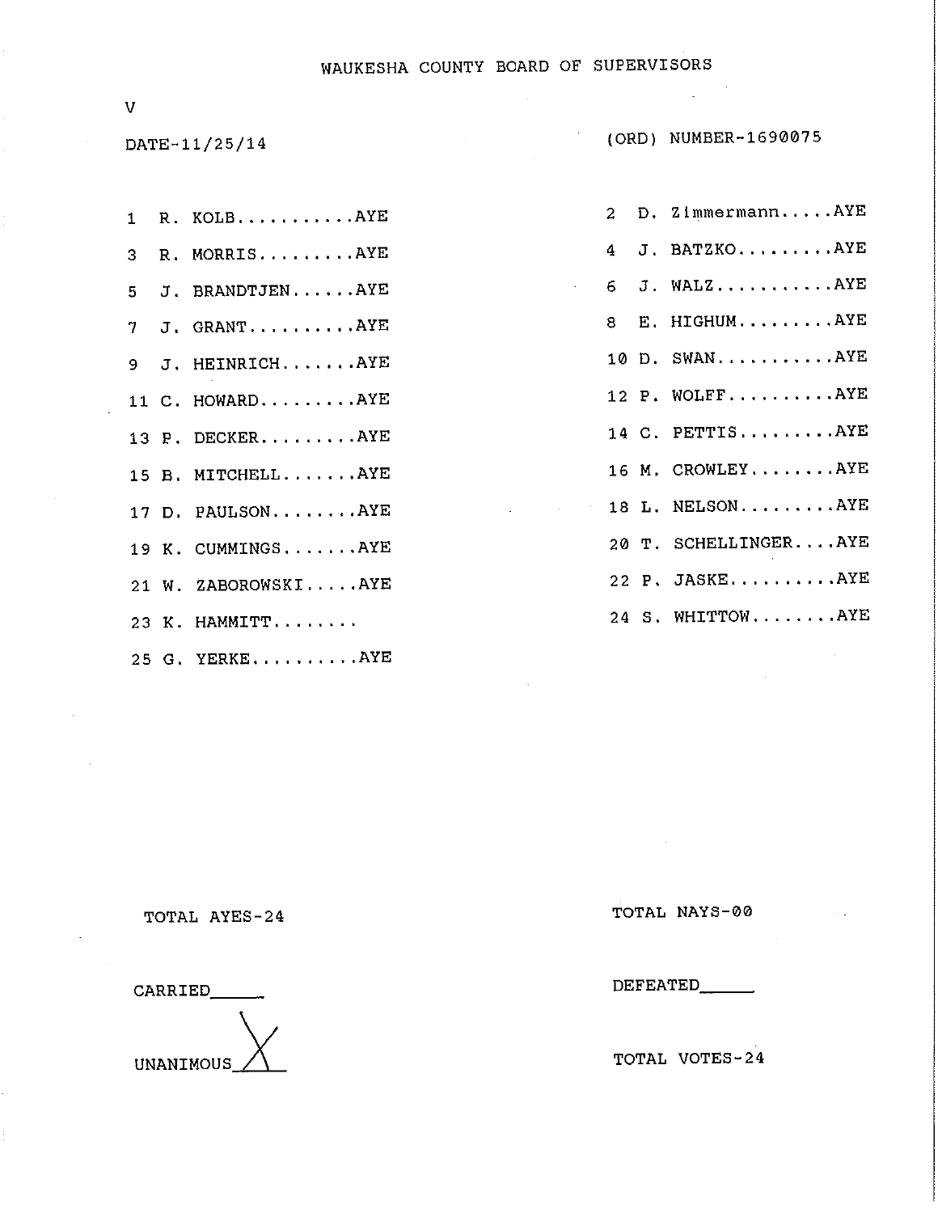WAUKESHA COUNTY BOARD OF SUPERVISORS

V

DATE-11/25/14

(ORD) NUMBER-1690075

1 R. KOLB...........AYE

2 D. Zimmermann.....AYE

3 R. MORRIS.........AYE

4 J. BATZKO.........AYE

5 J. BRANDTJEN......AYE

6 J. WALZ...........AYE

7 J. GRANT..........AYE

8 E. HIGHUM.........AYE

9 J. HEINRICH.......AYE

10 D. SWAN...........AYE

11 C. HOWARD.........AYE

12 P. WOLFF..........AYE

13 P. DECKER.........AYE

14 C. PETTIS.........AYE

15 B. MITCHELL.......AYE

16 M. CROWLEY........AYE

17 D. PAULSON........AYE

18 L. NELSON.........AYE

19 K. CUMMINGS.......AYE

20 T. SCHELLINGER....AYE

21 W. ZABOROWSKI.....AYE

22 P. JASKE..........AYE

23 K. HAMMITT........

24 S. WHITTOW........AYE

25 G. YERKE..........AYE

TOTAL AYES-24

TOTAL NAYS-00

CARRIED_____

DEFEATED_____

UNANIMOUS__X__

TOTAL VOTES-24